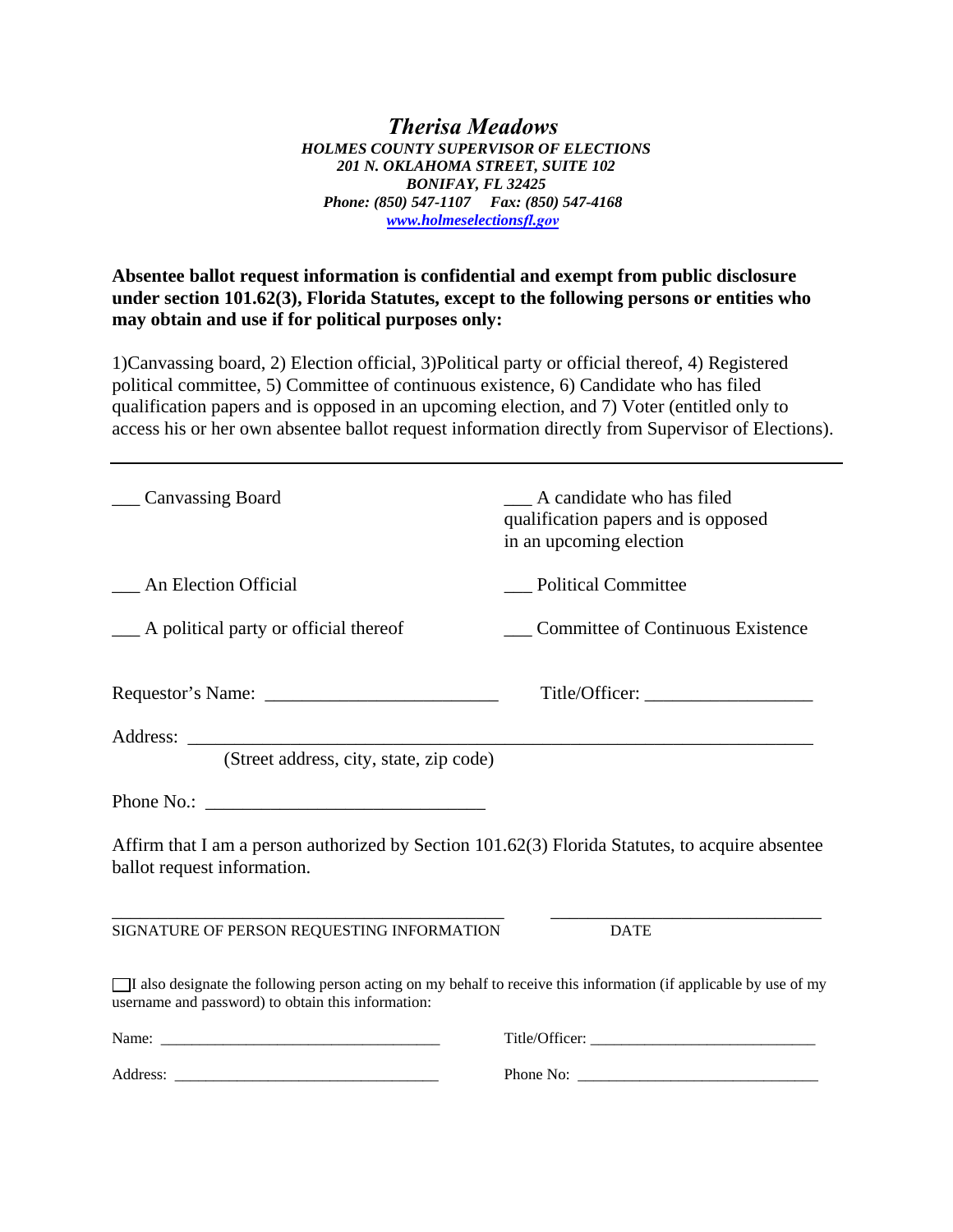# *Therisa Meadows*

***HOLMES COUNTY SUPERVISOR OF ELECTIONS***
***201 N. OKLAHOMA STREET, SUITE 102***
***BONIFAY, FL 32425***
***Phone: (850) 547-1107 Fax: (850) 547-4168***
***www.holmeselectionsfl.gov***

**Absentee ballot request information is confidential and exempt from public disclosure under section 101.62(3), Florida Statutes, except to the following persons or entities who may obtain and use if for political purposes only:**

1)Canvassing board, 2) Election official, 3)Political party or official thereof, 4) Registered political committee, 5) Committee of continuous existence, 6) Candidate who has filed qualification papers and is opposed in an upcoming election, and 7) Voter (entitled only to access his or her own absentee ballot request information directly from Supervisor of Elections).

---

___ Canvassing Board

___ An Election Official

___ A political party or official thereof

___ A candidate who has filed qualification papers and is opposed in an upcoming election

___ Political Committee

___ Committee of Continuous Existence

Requestor's Name: ________________________ Title/Officer: _________________

Address: ______________________________________________________________
(Street address, city, state, zip code)

Phone No.: _____________________________

Affirm that I am a person authorized by Section 101.62(3) Florida Statutes, to acquire absentee ballot request information.

______________________________________________ ______________________________
SIGNATURE OF PERSON REQUESTING INFORMATION DATE

☐ I also designate the following person acting on my behalf to receive this information (if applicable by use of my username and password) to obtain this information:

Name: ___________________________________ Title/Officer: ____________________________

Address: _________________________________ Phone No: ______________________________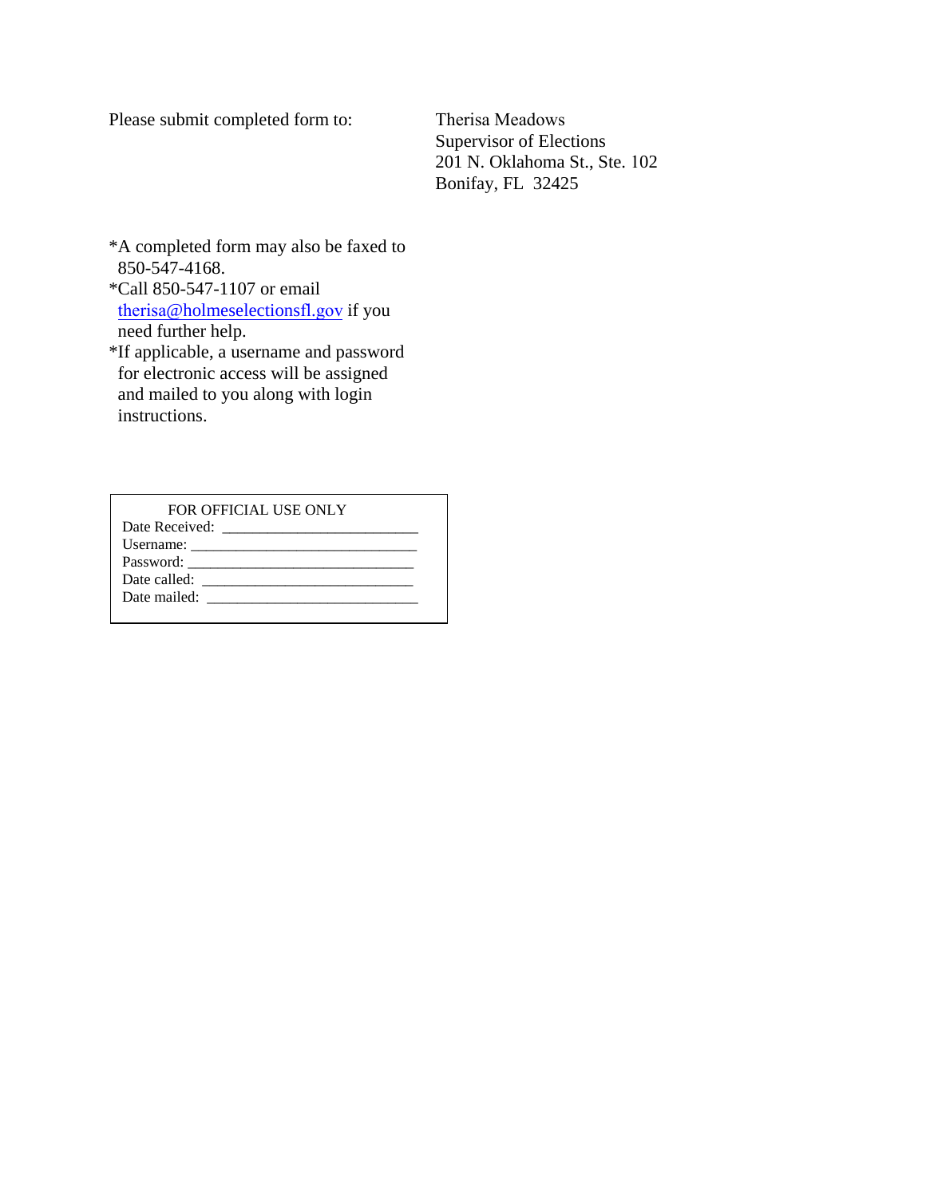Please submit completed form to:

Therisa Meadows
Supervisor of Elections
201 N. Oklahoma St., Ste. 102
Bonifay, FL 32425

*A completed form may also be faxed to 850-547-4168.
*Call 850-547-1107 or email therisa@holmeselectionsfl.gov if you need further help.
*If applicable, a username and password for electronic access will be assigned and mailed to you along with login instructions.

FOR OFFICIAL USE ONLY

Date Received: ___________________________

Username: _______________________________

Password: _______________________________

Date called: ____________________________

Date mailed: ____________________________